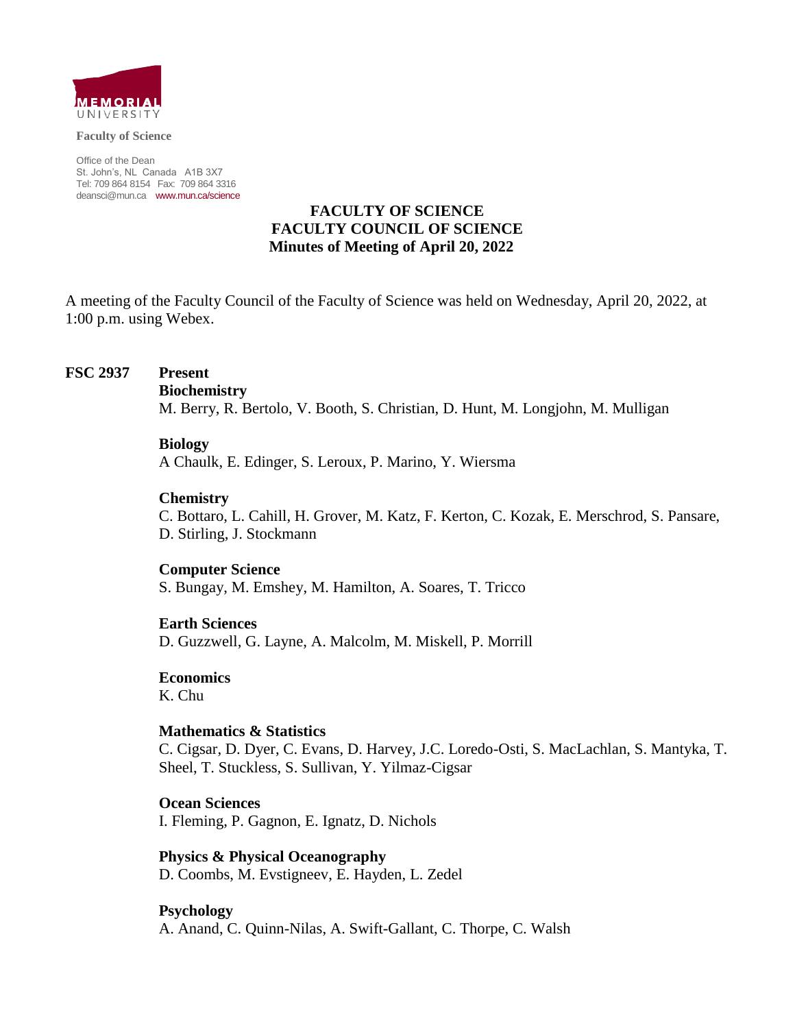MEMORIAL UNIVERSITY

**Faculty of Science**

Office of the Dean
St. John's, NL Canada A1B 3X7
Tel: 709 864 8154 Fax: 709 864 3316
deansci@mun.ca www.mun.ca/science

# FACULTY OF SCIENCE
# FACULTY COUNCIL OF SCIENCE
## Minutes of Meeting of April 20, 2022

A meeting of the Faculty Council of the Faculty of Science was held on Wednesday, April 20, 2022, at 1:00 p.m. using Webex.

**FSC 2937** **Present**

**Biochemistry**
M. Berry, R. Bertolo, V. Booth, S. Christian, D. Hunt, M. Longjohn, M. Mulligan

**Biology**
A Chaulk, E. Edinger, S. Leroux, P. Marino, Y. Wiersma

**Chemistry**
C. Bottaro, L. Cahill, H. Grover, M. Katz, F. Kerton, C. Kozak, E. Merschrod, S. Pansare, D. Stirling, J. Stockmann

**Computer Science**
S. Bungay, M. Emshey, M. Hamilton, A. Soares, T. Tricco

**Earth Sciences**
D. Guzzwell, G. Layne, A. Malcolm, M. Miskell, P. Morrill

**Economics**
K. Chu

**Mathematics & Statistics**
C. Cigsar, D. Dyer, C. Evans, D. Harvey, J.C. Loredo-Osti, S. MacLachlan, S. Mantyka, T. Sheel, T. Stuckless, S. Sullivan, Y. Yilmaz-Cigsar

**Ocean Sciences**
I. Fleming, P. Gagnon, E. Ignatz, D. Nichols

**Physics & Physical Oceanography**
D. Coombs, M. Evstigneev, E. Hayden, L. Zedel

**Psychology**
A. Anand, C. Quinn-Nilas, A. Swift-Gallant, C. Thorpe, C. Walsh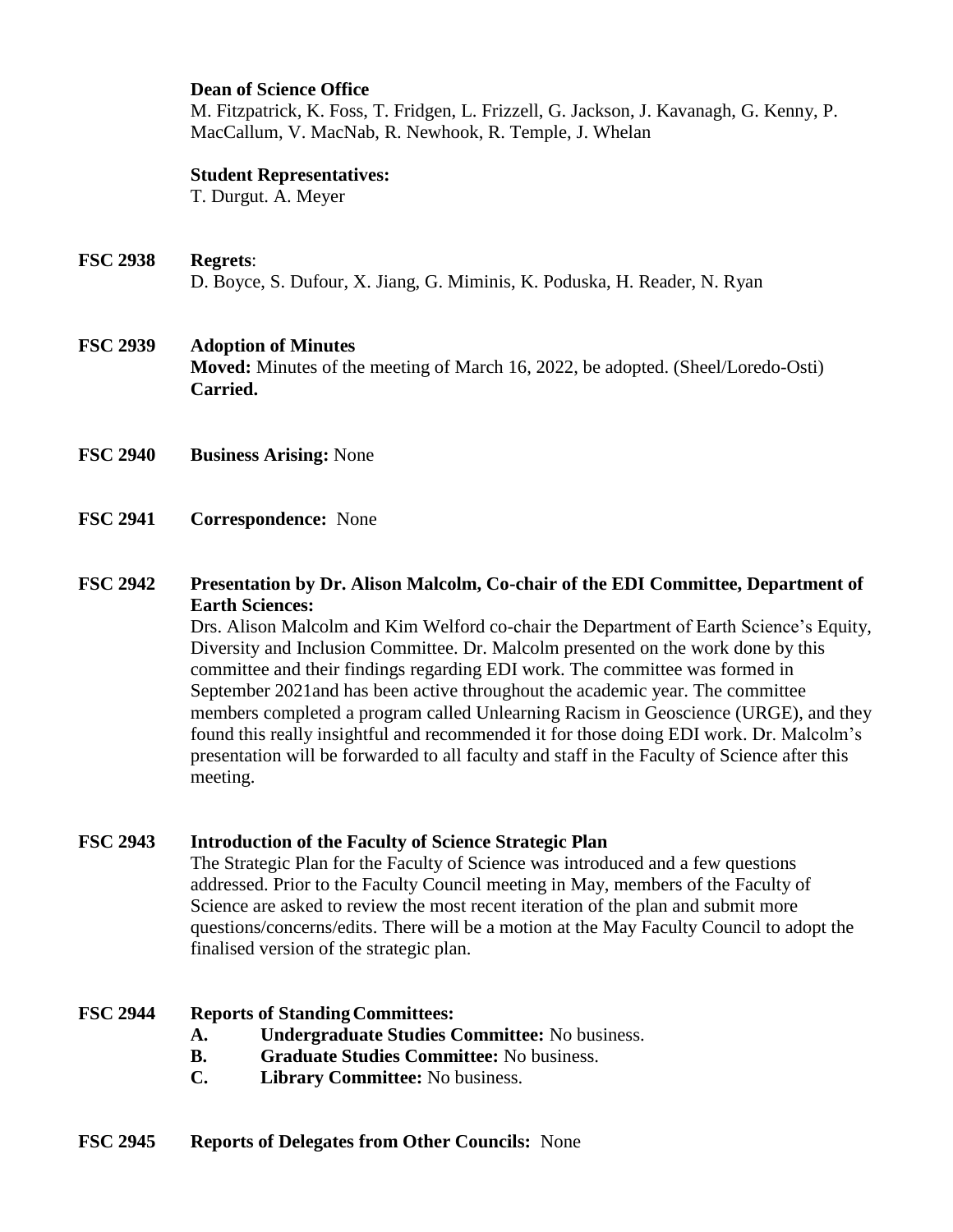**Dean of Science Office**
M. Fitzpatrick, K. Foss, T. Fridgen, L. Frizzell, G. Jackson, J. Kavanagh, G. Kenny, P. MacCallum, V. MacNab, R. Newhook, R. Temple, J. Whelan

**Student Representatives:**
T. Durgut. A. Meyer

**FSC 2938 Regrets**:
D. Boyce, S. Dufour, X. Jiang, G. Miminis, K. Poduska, H. Reader, N. Ryan

**FSC 2939 Adoption of Minutes**
**Moved:** Minutes of the meeting of March 16, 2022, be adopted. (Sheel/Loredo-Osti)
**Carried.**

**FSC 2940 Business Arising:** None

**FSC 2941 Correspondence:** None

**FSC 2942 Presentation by Dr. Alison Malcolm, Co-chair of the EDI Committee, Department of Earth Sciences:**
Drs. Alison Malcolm and Kim Welford co-chair the Department of Earth Science's Equity, Diversity and Inclusion Committee. Dr. Malcolm presented on the work done by this committee and their findings regarding EDI work. The committee was formed in September 2021and has been active throughout the academic year. The committee members completed a program called Unlearning Racism in Geoscience (URGE), and they found this really insightful and recommended it for those doing EDI work. Dr. Malcolm's presentation will be forwarded to all faculty and staff in the Faculty of Science after this meeting.

**FSC 2943 Introduction of the Faculty of Science Strategic Plan**
The Strategic Plan for the Faculty of Science was introduced and a few questions addressed. Prior to the Faculty Council meeting in May, members of the Faculty of Science are asked to review the most recent iteration of the plan and submit more questions/concerns/edits. There will be a motion at the May Faculty Council to adopt the finalised version of the strategic plan.

**FSC 2944 Reports of Standing Committees:**

- **A. Undergraduate Studies Committee:** No business.
- **B. Graduate Studies Committee:** No business.
- **C. Library Committee:** No business.

**FSC 2945 Reports of Delegates from Other Councils:** None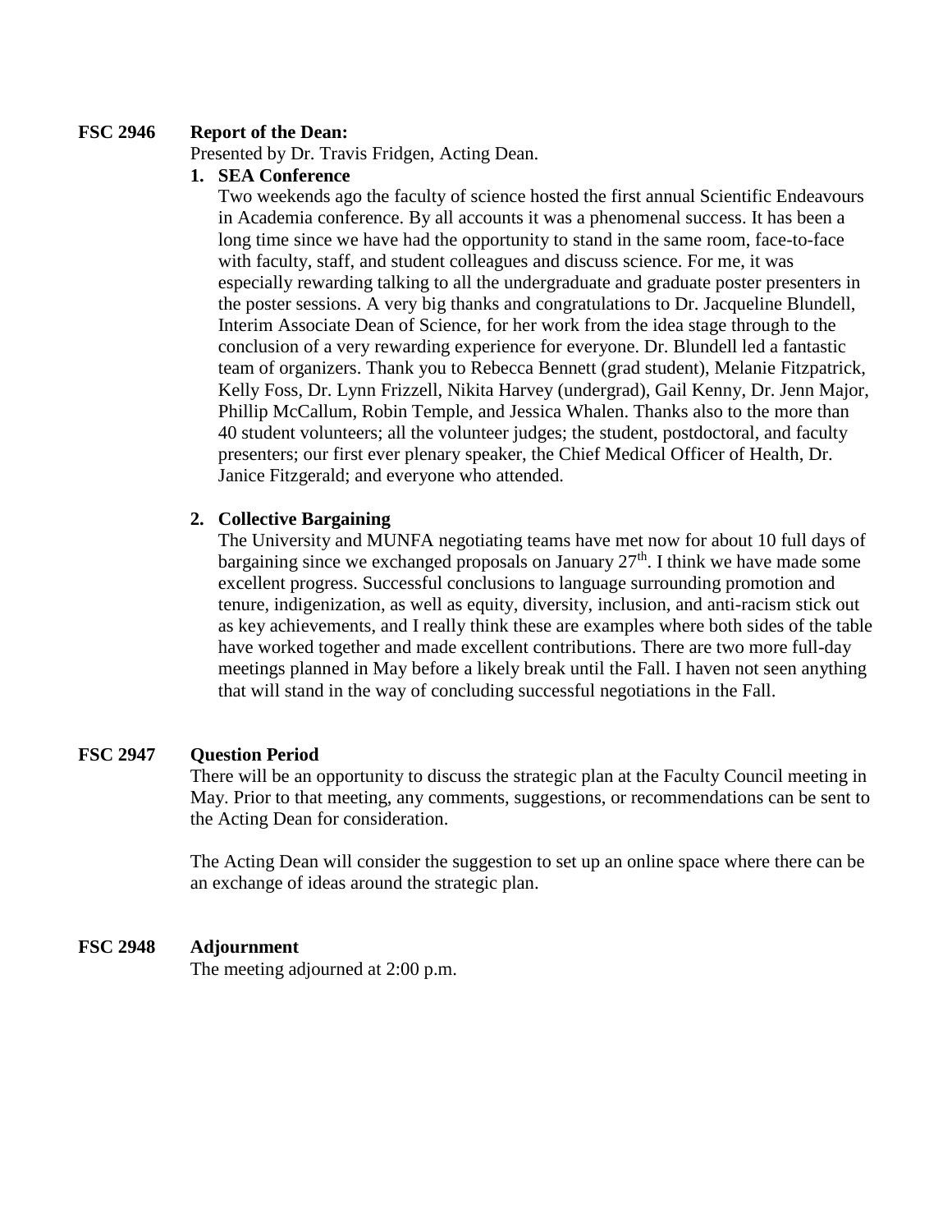**FSC 2946 Report of the Dean:**

Presented by Dr. Travis Fridgen, Acting Dean.

**1. SEA Conference**

Two weekends ago the faculty of science hosted the first annual Scientific Endeavours in Academia conference. By all accounts it was a phenomenal success. It has been a long time since we have had the opportunity to stand in the same room, face-to-face with faculty, staff, and student colleagues and discuss science. For me, it was especially rewarding talking to all the undergraduate and graduate poster presenters in the poster sessions. A very big thanks and congratulations to Dr. Jacqueline Blundell, Interim Associate Dean of Science, for her work from the idea stage through to the conclusion of a very rewarding experience for everyone. Dr. Blundell led a fantastic team of organizers. Thank you to Rebecca Bennett (grad student), Melanie Fitzpatrick, Kelly Foss, Dr. Lynn Frizzell, Nikita Harvey (undergrad), Gail Kenny, Dr. Jenn Major, Phillip McCallum, Robin Temple, and Jessica Whalen. Thanks also to the more than 40 student volunteers; all the volunteer judges; the student, postdoctoral, and faculty presenters; our first ever plenary speaker, the Chief Medical Officer of Health, Dr. Janice Fitzgerald; and everyone who attended.

**2. Collective Bargaining**

The University and MUNFA negotiating teams have met now for about 10 full days of bargaining since we exchanged proposals on January 27th. I think we have made some excellent progress. Successful conclusions to language surrounding promotion and tenure, indigenization, as well as equity, diversity, inclusion, and anti-racism stick out as key achievements, and I really think these are examples where both sides of the table have worked together and made excellent contributions. There are two more full-day meetings planned in May before a likely break until the Fall. I haven not seen anything that will stand in the way of concluding successful negotiations in the Fall.

**FSC 2947 Question Period**

There will be an opportunity to discuss the strategic plan at the Faculty Council meeting in May. Prior to that meeting, any comments, suggestions, or recommendations can be sent to the Acting Dean for consideration.

The Acting Dean will consider the suggestion to set up an online space where there can be an exchange of ideas around the strategic plan.

**FSC 2948 Adjournment**

The meeting adjourned at 2:00 p.m.